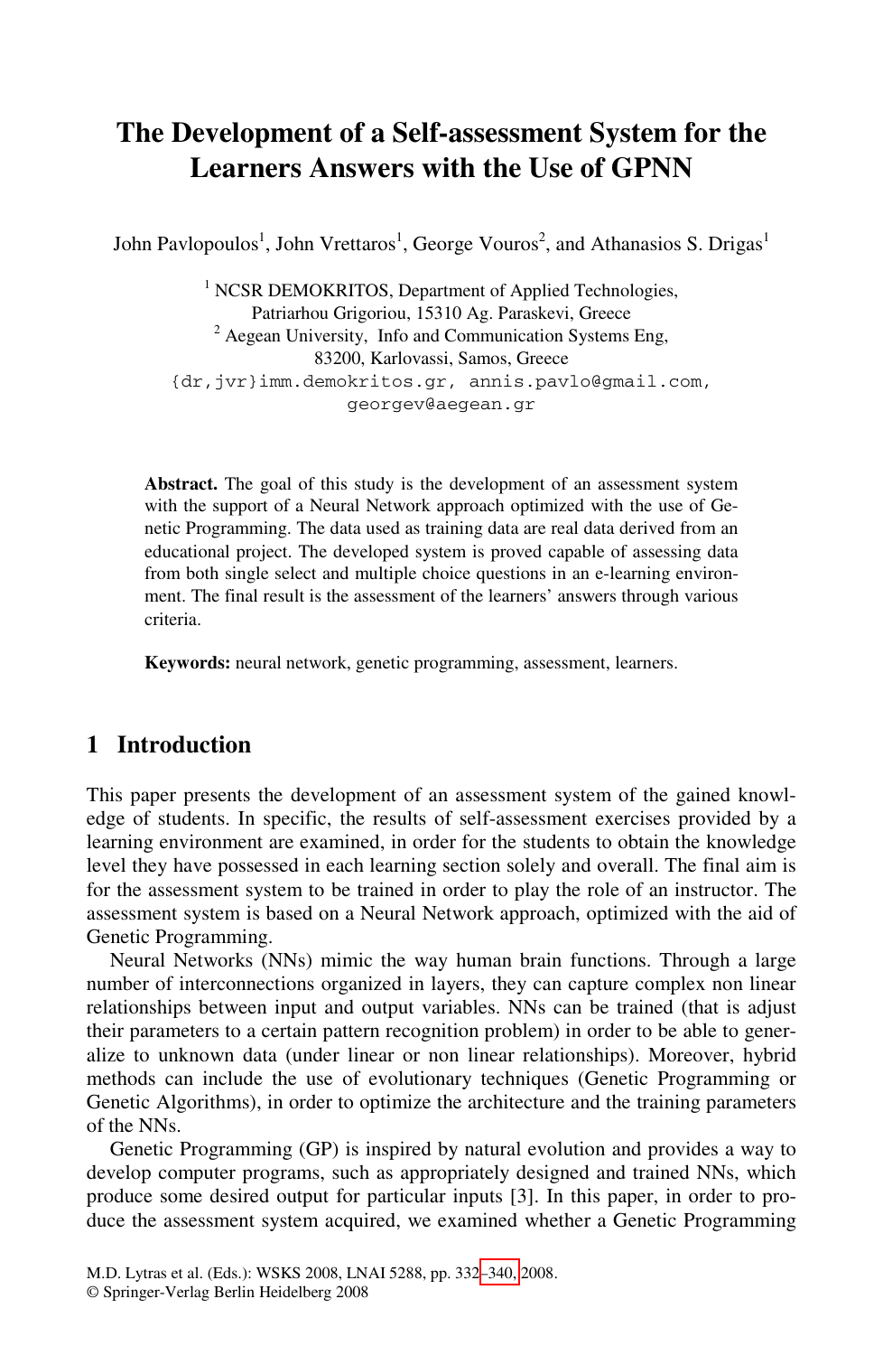# The Development of a Self-assessment System for the Learners Answers with the Use of GPNN

John Pavlopoulos[1], John Vrettaros[1], George Vouros[2], and Athanasios S. Drigas[1]

[1] NCSR DEMOKRITOS, Department of Applied Technologies, Patriarhou Grigoriou, 15310 Ag. Paraskevi, Greece

[2] Aegean University, Info and Communication Systems Eng, 83200, Karlovassi, Samos, Greece

{dr,jvr}imm.demokritos.gr, annis.pavlo@gmail.com, georgev@aegean.gr

**Abstract.** The goal of this study is the development of an assessment system with the support of a Neural Network approach optimized with the use of Genetic Programming. The data used as training data are real data derived from an educational project. The developed system is proved capable of assessing data from both single select and multiple choice questions in an e-learning environment. The final result is the assessment of the learners' answers through various criteria.

**Keywords:** neural network, genetic programming, assessment, learners.

## 1 Introduction

This paper presents the development of an assessment system of the gained knowledge of students. In specific, the results of self-assessment exercises provided by a learning environment are examined, in order for the students to obtain the knowledge level they have possessed in each learning section solely and overall. The final aim is for the assessment system to be trained in order to play the role of an instructor. The assessment system is based on a Neural Network approach, optimized with the aid of Genetic Programming.

Neural Networks (NNs) mimic the way human brain functions. Through a large number of interconnections organized in layers, they can capture complex non linear relationships between input and output variables. NNs can be trained (that is adjust their parameters to a certain pattern recognition problem) in order to be able to generalize to unknown data (under linear or non linear relationships). Moreover, hybrid methods can include the use of evolutionary techniques (Genetic Programming or Genetic Algorithms), in order to optimize the architecture and the training parameters of the NNs.

Genetic Programming (GP) is inspired by natural evolution and provides a way to develop computer programs, such as appropriately designed and trained NNs, which produce some desired output for particular inputs [3]. In this paper, in order to produce the assessment system acquired, we examined whether a Genetic Programming

M.D. Lytras et al. (Eds.): WSKS 2008, LNAI 5288, pp. 332–340, 2008.
© Springer-Verlag Berlin Heidelberg 2008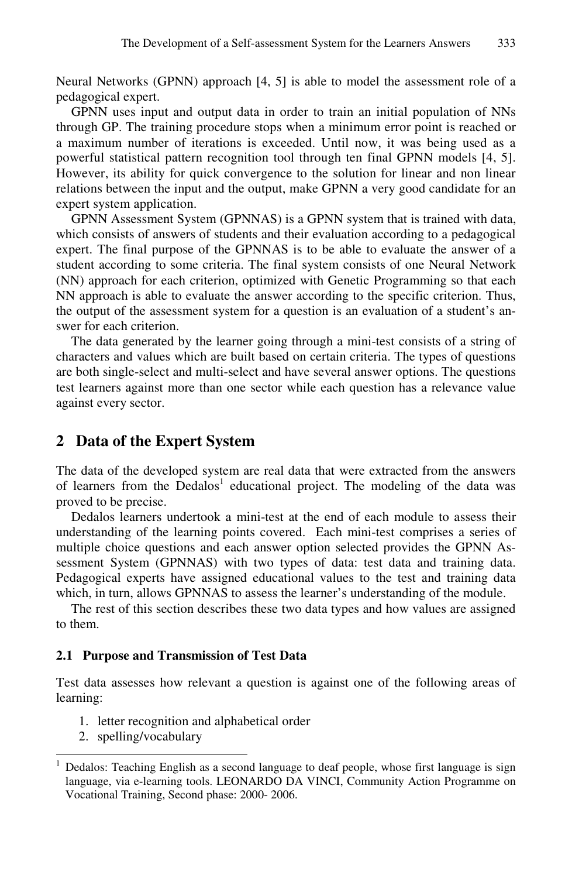Neural Networks (GPNN) approach [4, 5] is able to model the assessment role of a pedagogical expert.

GPNN uses input and output data in order to train an initial population of NNs through GP. The training procedure stops when a minimum error point is reached or a maximum number of iterations is exceeded. Until now, it was being used as a powerful statistical pattern recognition tool through ten final GPNN models [4, 5]. However, its ability for quick convergence to the solution for linear and non linear relations between the input and the output, make GPNN a very good candidate for an expert system application.

GPNN Assessment System (GPNNAS) is a GPNN system that is trained with data, which consists of answers of students and their evaluation according to a pedagogical expert. The final purpose of the GPNNAS is to be able to evaluate the answer of a student according to some criteria. The final system consists of one Neural Network (NN) approach for each criterion, optimized with Genetic Programming so that each NN approach is able to evaluate the answer according to the specific criterion. Thus, the output of the assessment system for a question is an evaluation of a student's answer for each criterion.

The data generated by the learner going through a mini-test consists of a string of characters and values which are built based on certain criteria. The types of questions are both single-select and multi-select and have several answer options. The questions test learners against more than one sector while each question has a relevance value against every sector.

## 2 Data of the Expert System

The data of the developed system are real data that were extracted from the answers of learners from the Dedalos[1] educational project. The modeling of the data was proved to be precise.

Dedalos learners undertook a mini-test at the end of each module to assess their understanding of the learning points covered. Each mini-test comprises a series of multiple choice questions and each answer option selected provides the GPNN Assessment System (GPNNAS) with two types of data: test data and training data. Pedagogical experts have assigned educational values to the test and training data which, in turn, allows GPNNAS to assess the learner's understanding of the module.

The rest of this section describes these two data types and how values are assigned to them.

### 2.1 Purpose and Transmission of Test Data

Test data assesses how relevant a question is against one of the following areas of learning:

1. letter recognition and alphabetical order
2. spelling/vocabulary

[1] Dedalos: Teaching English as a second language to deaf people, whose first language is sign language, via e-learning tools. LEONARDO DA VINCI, Community Action Programme on Vocational Training, Second phase: 2000- 2006.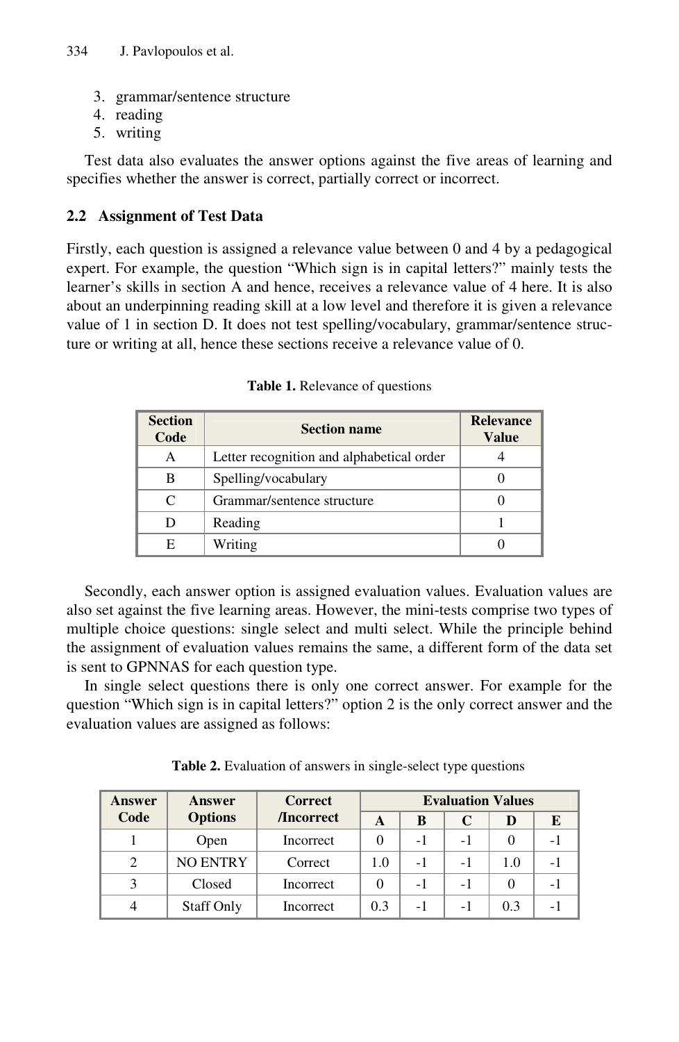3. grammar/sentence structure
4. reading
5. writing

Test data also evaluates the answer options against the five areas of learning and specifies whether the answer is correct, partially correct or incorrect.

### 2.2 Assignment of Test Data

Firstly, each question is assigned a relevance value between 0 and 4 by a pedagogical expert. For example, the question "Which sign is in capital letters?" mainly tests the learner's skills in section A and hence, receives a relevance value of 4 here. It is also about an underpinning reading skill at a low level and therefore it is given a relevance value of 1 in section D. It does not test spelling/vocabulary, grammar/sentence structure or writing at all, hence these sections receive a relevance value of 0.

**Table 1.** Relevance of questions

| Section Code | Section name | Relevance Value |
|---|---|---|
| A | Letter recognition and alphabetical order | 4 |
| B | Spelling/vocabulary | 0 |
| C | Grammar/sentence structure | 0 |
| D | Reading | 1 |
| E | Writing | 0 |

Secondly, each answer option is assigned evaluation values. Evaluation values are also set against the five learning areas. However, the mini-tests comprise two types of multiple choice questions: single select and multi select. While the principle behind the assignment of evaluation values remains the same, a different form of the data set is sent to GPNNAS for each question type.

In single select questions there is only one correct answer. For example for the question "Which sign is in capital letters?" option 2 is the only correct answer and the evaluation values are assigned as follows:

**Table 2.** Evaluation of answers in single-select type questions

| Answer Code | Answer Options | Correct /Incorrect | Evaluation Values | | | | |
|---|---|---|---|---|---|---|---|
| | | | A | B | C | D | E |
| 1 | Open | Incorrect | 0 | -1 | -1 | 0 | -1 |
| 2 | NO ENTRY | Correct | 1.0 | -1 | -1 | 1.0 | -1 |
| 3 | Closed | Incorrect | 0 | -1 | -1 | 0 | -1 |
| 4 | Staff Only | Incorrect | 0.3 | -1 | -1 | 0.3 | -1 |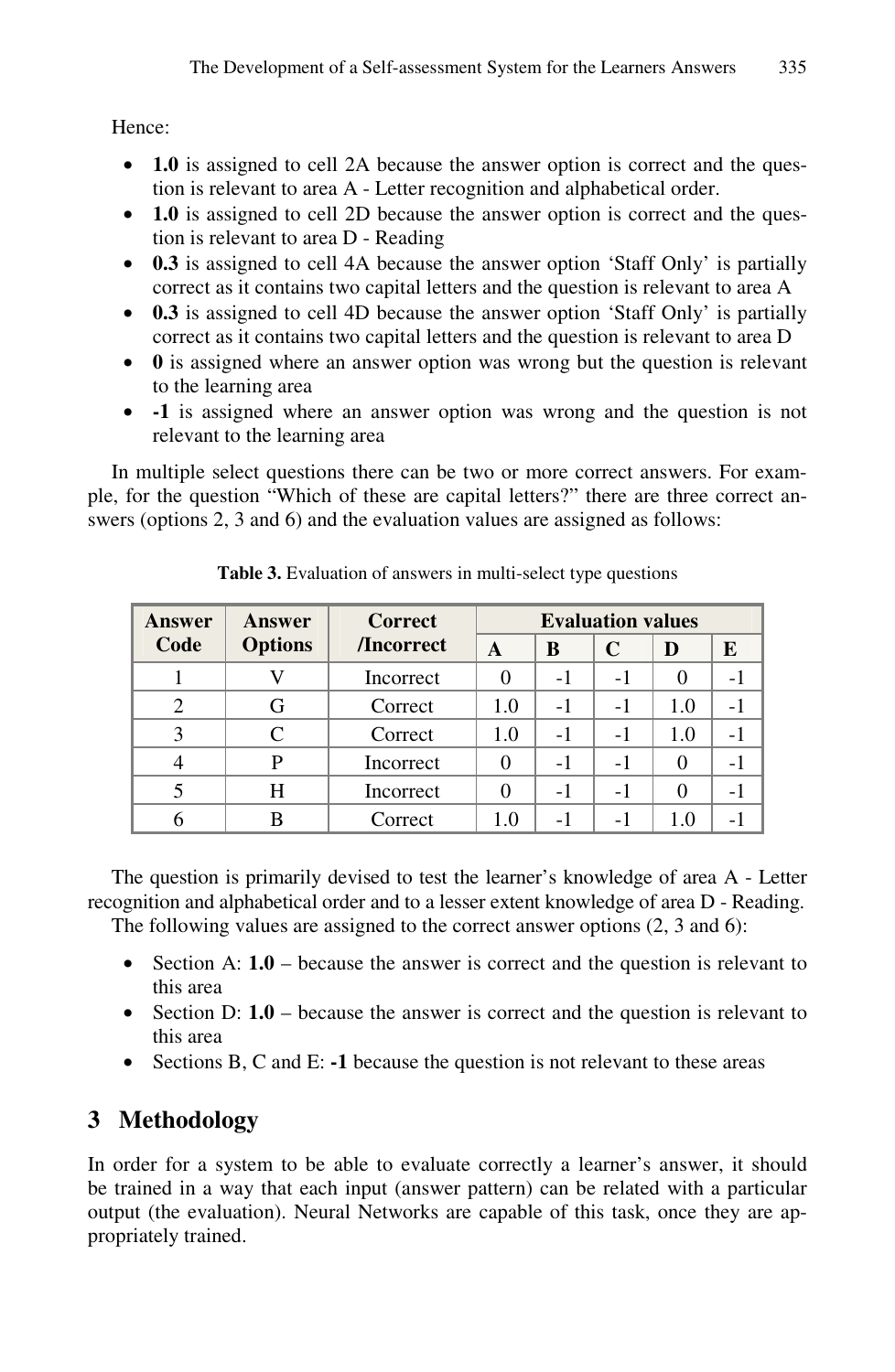Hence:

- **1.0** is assigned to cell 2A because the answer option is correct and the question is relevant to area A - Letter recognition and alphabetical order.
- **1.0** is assigned to cell 2D because the answer option is correct and the question is relevant to area D - Reading
- **0.3** is assigned to cell 4A because the answer option 'Staff Only' is partially correct as it contains two capital letters and the question is relevant to area A
- **0.3** is assigned to cell 4D because the answer option 'Staff Only' is partially correct as it contains two capital letters and the question is relevant to area D
- **0** is assigned where an answer option was wrong but the question is relevant to the learning area
- **-1** is assigned where an answer option was wrong and the question is not relevant to the learning area

In multiple select questions there can be two or more correct answers. For example, for the question "Which of these are capital letters?" there are three correct answers (options 2, 3 and 6) and the evaluation values are assigned as follows:

**Table 3.** Evaluation of answers in multi-select type questions

| Answer Code | Answer Options | Correct /Incorrect | Evaluation values | | | | |
|---|---|---|---|---|---|---|---|
| | | | A | B | C | D | E |
| 1 | V | Incorrect | 0 | -1 | -1 | 0 | -1 |
| 2 | G | Correct | 1.0 | -1 | -1 | 1.0 | -1 |
| 3 | C | Correct | 1.0 | -1 | -1 | 1.0 | -1 |
| 4 | P | Incorrect | 0 | -1 | -1 | 0 | -1 |
| 5 | H | Incorrect | 0 | -1 | -1 | 0 | -1 |
| 6 | B | Correct | 1.0 | -1 | -1 | 1.0 | -1 |

The question is primarily devised to test the learner's knowledge of area A - Letter recognition and alphabetical order and to a lesser extent knowledge of area D - Reading.

The following values are assigned to the correct answer options (2, 3 and 6):

- Section A: **1.0** – because the answer is correct and the question is relevant to this area
- Section D: **1.0** – because the answer is correct and the question is relevant to this area
- Sections B, C and E: **-1** because the question is not relevant to these areas

## 3 Methodology

In order for a system to be able to evaluate correctly a learner's answer, it should be trained in a way that each input (answer pattern) can be related with a particular output (the evaluation). Neural Networks are capable of this task, once they are appropriately trained.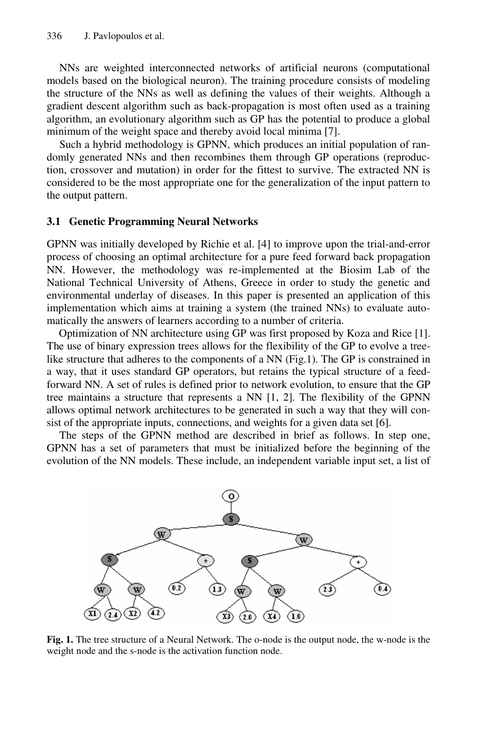NNs are weighted interconnected networks of artificial neurons (computational models based on the biological neuron). The training procedure consists of modeling the structure of the NNs as well as defining the values of their weights. Although a gradient descent algorithm such as back-propagation is most often used as a training algorithm, an evolutionary algorithm such as GP has the potential to produce a global minimum of the weight space and thereby avoid local minima [7].

Such a hybrid methodology is GPNN, which produces an initial population of randomly generated NNs and then recombines them through GP operations (reproduction, crossover and mutation) in order for the fittest to survive. The extracted NN is considered to be the most appropriate one for the generalization of the input pattern to the output pattern.

### 3.1 Genetic Programming Neural Networks

GPNN was initially developed by Richie et al. [4] to improve upon the trial-and-error process of choosing an optimal architecture for a pure feed forward back propagation NN. However, the methodology was re-implemented at the Biosim Lab of the National Technical University of Athens, Greece in order to study the genetic and environmental underlay of diseases. In this paper is presented an application of this implementation which aims at training a system (the trained NNs) to evaluate automatically the answers of learners according to a number of criteria.

Optimization of NN architecture using GP was first proposed by Koza and Rice [1]. The use of binary expression trees allows for the flexibility of the GP to evolve a tree-like structure that adheres to the components of a NN (Fig.1). The GP is constrained in a way, that it uses standard GP operators, but retains the typical structure of a feed-forward NN. A set of rules is defined prior to network evolution, to ensure that the GP tree maintains a structure that represents a NN [1, 2]. The flexibility of the GPNN allows optimal network architectures to be generated in such a way that they will consist of the appropriate inputs, connections, and weights for a given data set [6].

The steps of the GPNN method are described in brief as follows. In step one, GPNN has a set of parameters that must be initialized before the beginning of the evolution of the NN models. These include, an independent variable input set, a list of

**Fig. 1.** The tree structure of a Neural Network. The o-node is the output node, the w-node is the weight node and the s-node is the activation function node.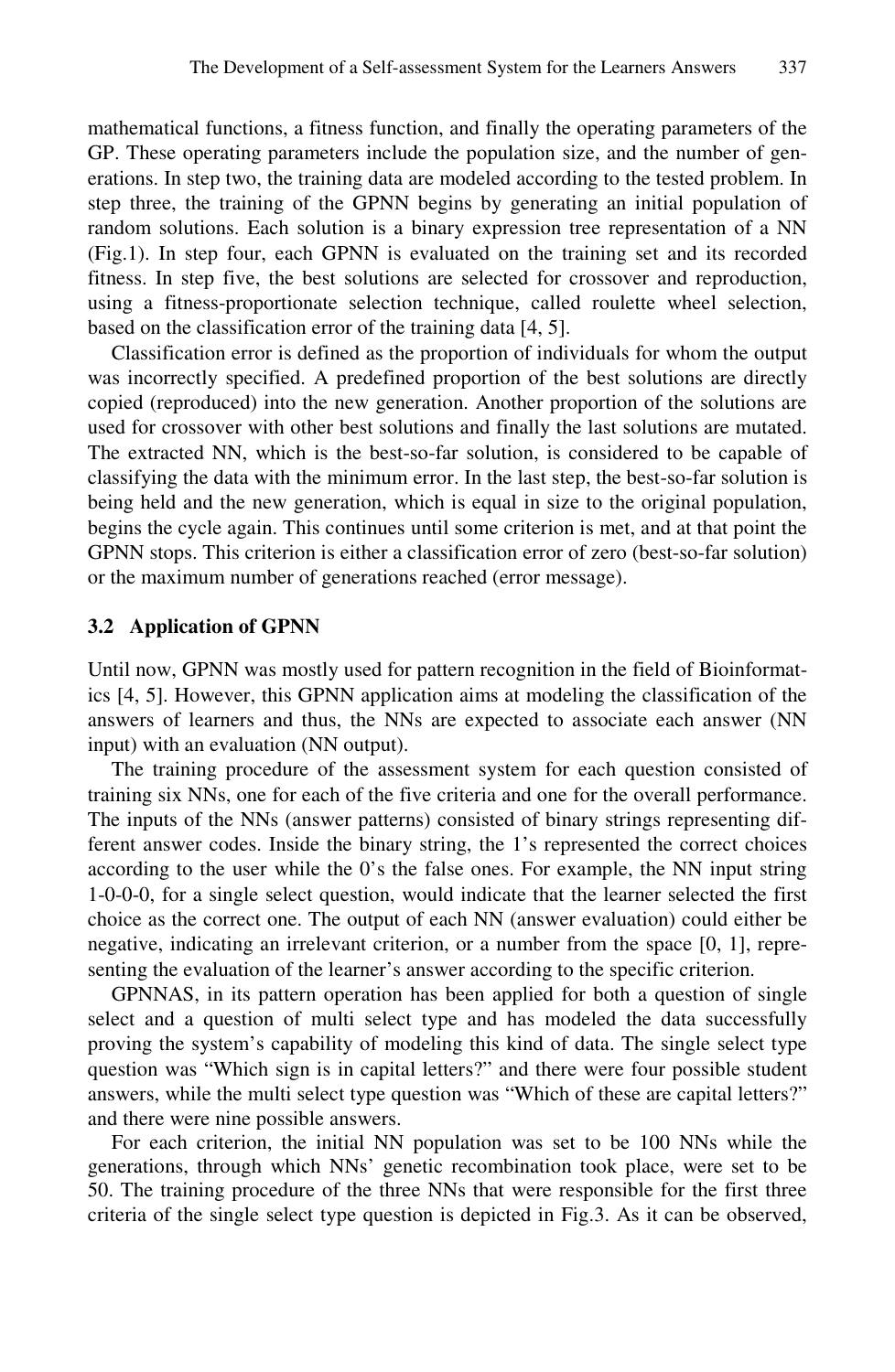mathematical functions, a fitness function, and finally the operating parameters of the GP. These operating parameters include the population size, and the number of generations. In step two, the training data are modeled according to the tested problem. In step three, the training of the GPNN begins by generating an initial population of random solutions. Each solution is a binary expression tree representation of a NN (Fig.1). In step four, each GPNN is evaluated on the training set and its recorded fitness. In step five, the best solutions are selected for crossover and reproduction, using a fitness-proportionate selection technique, called roulette wheel selection, based on the classification error of the training data [4, 5].

Classification error is defined as the proportion of individuals for whom the output was incorrectly specified. A predefined proportion of the best solutions are directly copied (reproduced) into the new generation. Another proportion of the solutions are used for crossover with other best solutions and finally the last solutions are mutated. The extracted NN, which is the best-so-far solution, is considered to be capable of classifying the data with the minimum error. In the last step, the best-so-far solution is being held and the new generation, which is equal in size to the original population, begins the cycle again. This continues until some criterion is met, and at that point the GPNN stops. This criterion is either a classification error of zero (best-so-far solution) or the maximum number of generations reached (error message).

### 3.2 Application of GPNN

Until now, GPNN was mostly used for pattern recognition in the field of Bioinformatics [4, 5]. However, this GPNN application aims at modeling the classification of the answers of learners and thus, the NNs are expected to associate each answer (NN input) with an evaluation (NN output).

The training procedure of the assessment system for each question consisted of training six NNs, one for each of the five criteria and one for the overall performance. The inputs of the NNs (answer patterns) consisted of binary strings representing different answer codes. Inside the binary string, the 1's represented the correct choices according to the user while the 0's the false ones. For example, the NN input string 1-0-0-0, for a single select question, would indicate that the learner selected the first choice as the correct one. The output of each NN (answer evaluation) could either be negative, indicating an irrelevant criterion, or a number from the space [0, 1], representing the evaluation of the learner's answer according to the specific criterion.

GPNNAS, in its pattern operation has been applied for both a question of single select and a question of multi select type and has modeled the data successfully proving the system's capability of modeling this kind of data. The single select type question was "Which sign is in capital letters?" and there were four possible student answers, while the multi select type question was "Which of these are capital letters?" and there were nine possible answers.

For each criterion, the initial NN population was set to be 100 NNs while the generations, through which NNs' genetic recombination took place, were set to be 50. The training procedure of the three NNs that were responsible for the first three criteria of the single select type question is depicted in Fig.3. As it can be observed,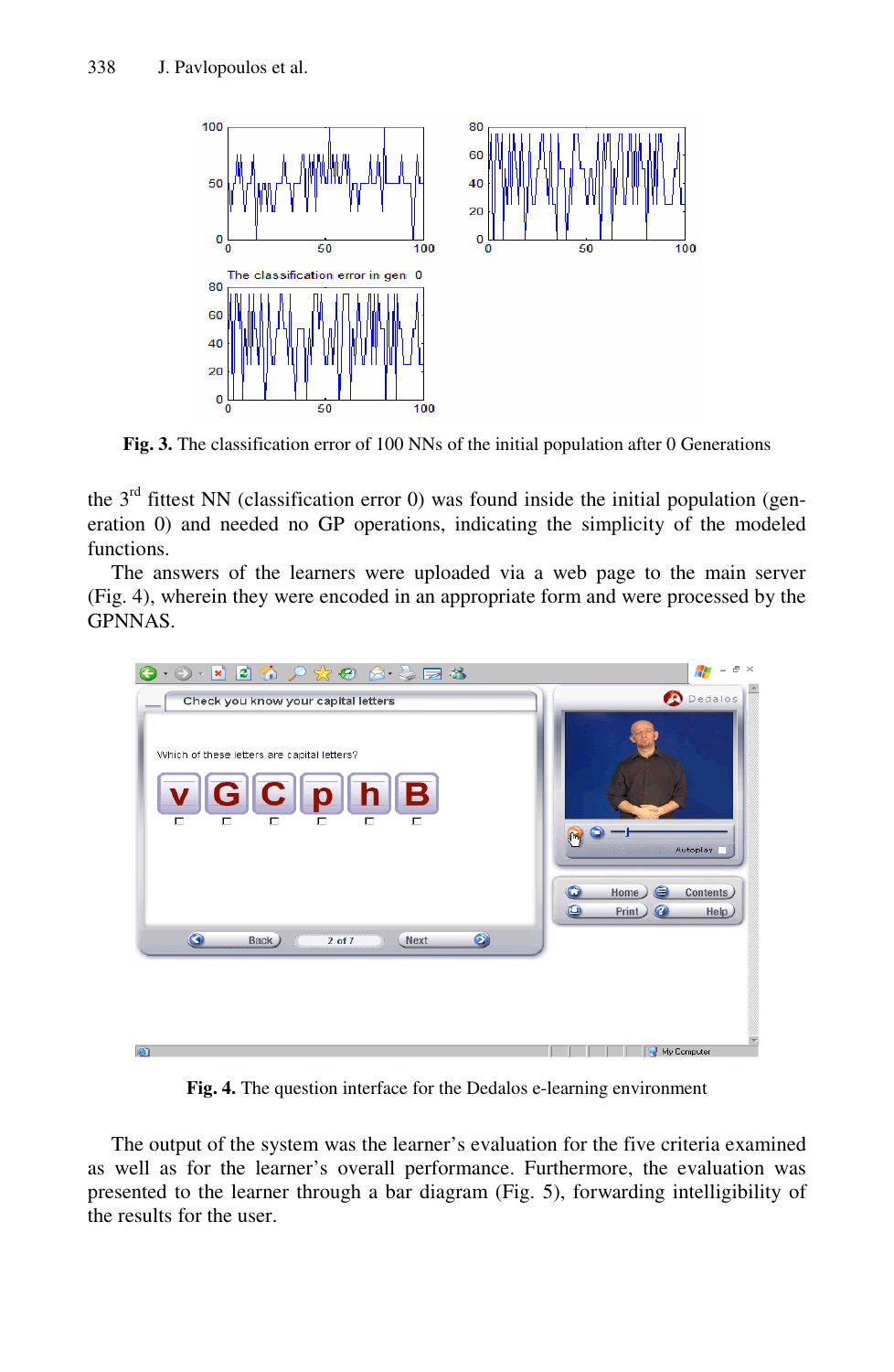**Fig. 3.** The classification error of 100 NNs of the initial population after 0 Generations

the 3rd fittest NN (classification error 0) was found inside the initial population (generation 0) and needed no GP operations, indicating the simplicity of the modeled functions.

The answers of the learners were uploaded via a web page to the main server (Fig. 4), wherein they were encoded in an appropriate form and were processed by the GPNNAS.

**Fig. 4.** The question interface for the Dedalos e-learning environment

The output of the system was the learner's evaluation for the five criteria examined as well as for the learner's overall performance. Furthermore, the evaluation was presented to the learner through a bar diagram (Fig. 5), forwarding intelligibility of the results for the user.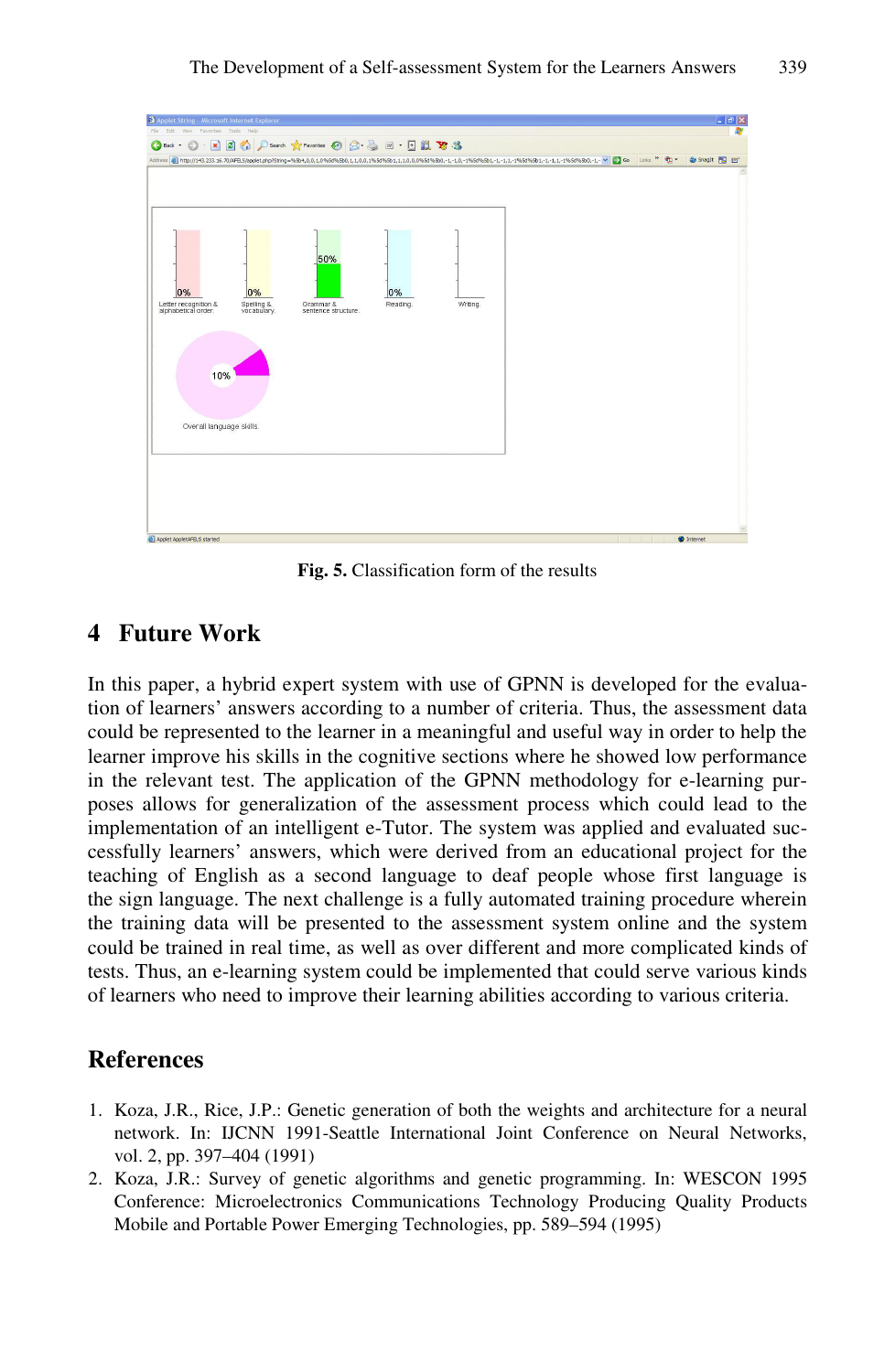**Fig. 5.** Classification form of the results

## 4 Future Work

In this paper, a hybrid expert system with use of GPNN is developed for the evaluation of learners' answers according to a number of criteria. Thus, the assessment data could be represented to the learner in a meaningful and useful way in order to help the learner improve his skills in the cognitive sections where he showed low performance in the relevant test. The application of the GPNN methodology for e-learning purposes allows for generalization of the assessment process which could lead to the implementation of an intelligent e-Tutor. The system was applied and evaluated successfully learners' answers, which were derived from an educational project for the teaching of English as a second language to deaf people whose first language is the sign language. The next challenge is a fully automated training procedure wherein the training data will be presented to the assessment system online and the system could be trained in real time, as well as over different and more complicated kinds of tests. Thus, an e-learning system could be implemented that could serve various kinds of learners who need to improve their learning abilities according to various criteria.

## References

1. Koza, J.R., Rice, J.P.: Genetic generation of both the weights and architecture for a neural network. In: IJCNN 1991-Seattle International Joint Conference on Neural Networks, vol. 2, pp. 397–404 (1991)
2. Koza, J.R.: Survey of genetic algorithms and genetic programming. In: WESCON 1995 Conference: Microelectronics Communications Technology Producing Quality Products Mobile and Portable Power Emerging Technologies, pp. 589–594 (1995)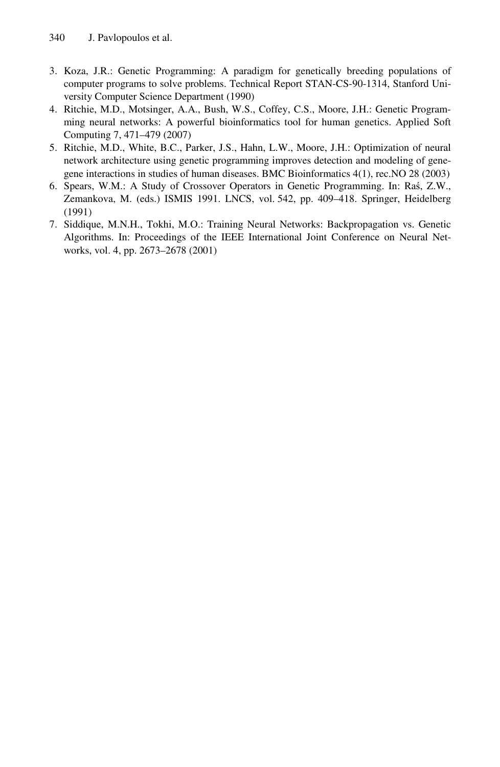3. Koza, J.R.: Genetic Programming: A paradigm for genetically breeding populations of computer programs to solve problems. Technical Report STAN-CS-90-1314, Stanford University Computer Science Department (1990)
4. Ritchie, M.D., Motsinger, A.A., Bush, W.S., Coffey, C.S., Moore, J.H.: Genetic Programming neural networks: A powerful bioinformatics tool for human genetics. Applied Soft Computing 7, 471–479 (2007)
5. Ritchie, M.D., White, B.C., Parker, J.S., Hahn, L.W., Moore, J.H.: Optimization of neural network architecture using genetic programming improves detection and modeling of gene-gene interactions in studies of human diseases. BMC Bioinformatics 4(1), rec.NO 28 (2003)
6. Spears, W.M.: A Study of Crossover Operators in Genetic Programming. In: Raś, Z.W., Zemankova, M. (eds.) ISMIS 1991. LNCS, vol. 542, pp. 409–418. Springer, Heidelberg (1991)
7. Siddique, M.N.H., Tokhi, M.O.: Training Neural Networks: Backpropagation vs. Genetic Algorithms. In: Proceedings of the IEEE International Joint Conference on Neural Networks, vol. 4, pp. 2673–2678 (2001)